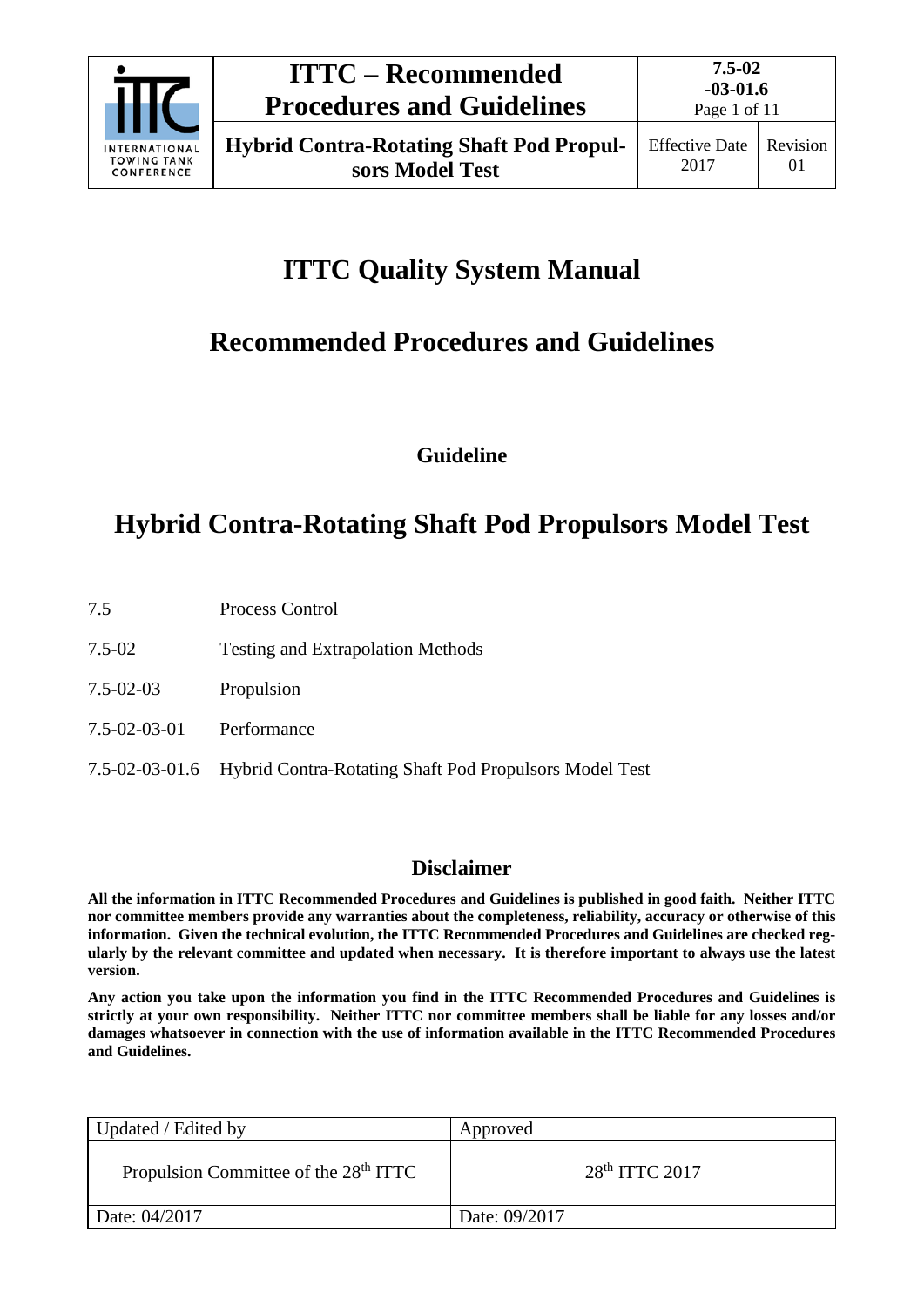# ITTC Quality System Manual

## Recommended Procedures and Guidelines

### Guideline

# Hybrid Contra-Rotating Shaft Pod Propulsors Model Test

| | |
|---|---|
| 7.5 | Process Control |
| 7.5-02 | Testing and Extrapolation Methods |
| 7.5-02-03 | Propulsion |
| 7.5-02-03-01 | Performance |
| 7.5-02-03-01.6 | Hybrid Contra-Rotating Shaft Pod Propulsors Model Test |

## Disclaimer

**All the information in ITTC Recommended Procedures and Guidelines is published in good faith. Neither ITTC nor committee members provide any warranties about the completeness, reliability, accuracy or otherwise of this information. Given the technical evolution, the ITTC Recommended Procedures and Guidelines are checked regularly by the relevant committee and updated when necessary. It is therefore important to always use the latest version.**

**Any action you take upon the information you find in the ITTC Recommended Procedures and Guidelines is strictly at your own responsibility. Neither ITTC nor committee members shall be liable for any losses and/or damages whatsoever in connection with the use of information available in the ITTC Recommended Procedures and Guidelines.**

| Updated / Edited by | Approved |
|---|---|
| Propulsion Committee of the 28th ITTC | 28th ITTC 2017 |
| Date: 04/2017 | Date: 09/2017 |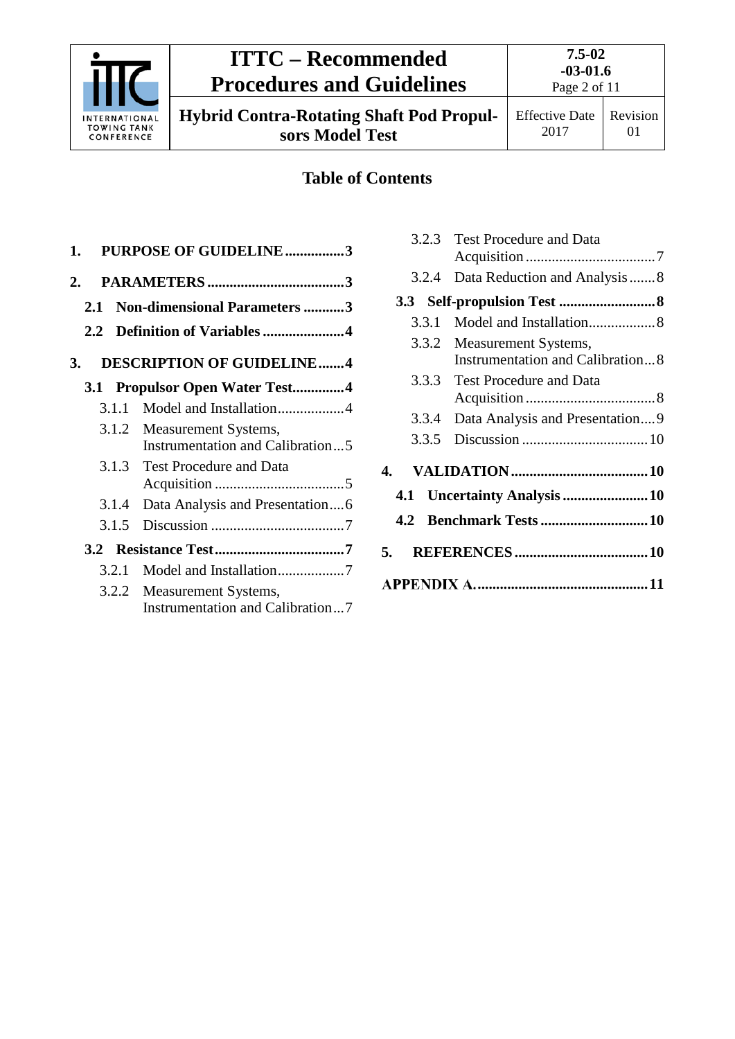## Table of Contents

1. **PURPOSE OF GUIDELINE** ................ 3
2. **PARAMETERS** ..................................... 3
   - **2.1 Non-dimensional Parameters** ........... 3
   - **2.2 Definition of Variables** ...................... 4
3. **DESCRIPTION OF GUIDELINE** ....... 4
   - **3.1 Propulsor Open Water Test**.............. 4
     - 3.1.1 Model and Installation.................. 4
     - 3.1.2 Measurement Systems, Instrumentation and Calibration ... 5
     - 3.1.3 Test Procedure and Data Acquisition ................................... 5
     - 3.1.4 Data Analysis and Presentation .... 6
     - 3.1.5 Discussion .................................... 7
   - **3.2 Resistance Test**................................... 7
     - 3.2.1 Model and Installation.................. 7
     - 3.2.2 Measurement Systems, Instrumentation and Calibration ... 7
     - 3.2.3 Test Procedure and Data Acquisition ................................... 7
     - 3.2.4 Data Reduction and Analysis ....... 8
   - **3.3 Self-propulsion Test** .......................... 8
     - 3.3.1 Model and Installation.................. 8
     - 3.3.2 Measurement Systems, Instrumentation and Calibration ... 8
     - 3.3.3 Test Procedure and Data Acquisition ................................... 8
     - 3.3.4 Data Analysis and Presentation .... 9
     - 3.3.5 Discussion .................................. 10
4. **VALIDATION** ..................................... 10
   - **4.1 Uncertainty Analysis** ....................... 10
   - **4.2 Benchmark Tests** ............................. 10
5. **REFERENCES** .................................... 10

**APPENDIX A.** ............................................. 11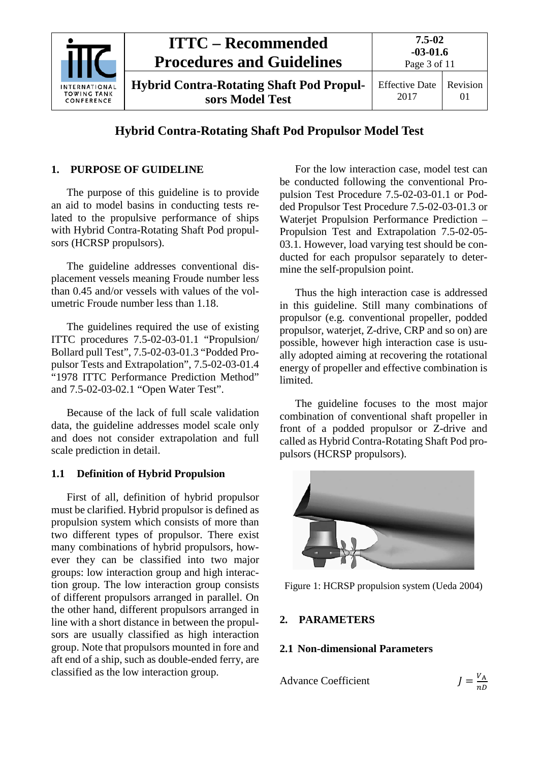# Hybrid Contra-Rotating Shaft Pod Propulsor Model Test

## 1. PURPOSE OF GUIDELINE

The purpose of this guideline is to provide an aid to model basins in conducting tests related to the propulsive performance of ships with Hybrid Contra-Rotating Shaft Pod propulsors (HCRSP propulsors).

The guideline addresses conventional displacement vessels meaning Froude number less than 0.45 and/or vessels with values of the volumetric Froude number less than 1.18.

The guidelines required the use of existing ITTC procedures 7.5-02-03-01.1 "Propulsion/ Bollard pull Test", 7.5-02-03-01.3 "Podded Propulsor Tests and Extrapolation", 7.5-02-03-01.4 "1978 ITTC Performance Prediction Method" and 7.5-02-03-02.1 "Open Water Test".

Because of the lack of full scale validation data, the guideline addresses model scale only and does not consider extrapolation and full scale prediction in detail.

### 1.1 Definition of Hybrid Propulsion

First of all, definition of hybrid propulsor must be clarified. Hybrid propulsor is defined as propulsion system which consists of more than two different types of propulsor. There exist many combinations of hybrid propulsors, however they can be classified into two major groups: low interaction group and high interaction group. The low interaction group consists of different propulsors arranged in parallel. On the other hand, different propulsors arranged in line with a short distance in between the propulsors are usually classified as high interaction group. Note that propulsors mounted in fore and aft end of a ship, such as double-ended ferry, are classified as the low interaction group.

For the low interaction case, model test can be conducted following the conventional Propulsion Test Procedure 7.5-02-03-01.1 or Podded Propulsor Test Procedure 7.5-02-03-01.3 or Waterjet Propulsion Performance Prediction – Propulsion Test and Extrapolation 7.5-02-05-03.1. However, load varying test should be conducted for each propulsor separately to determine the self-propulsion point.

Thus the high interaction case is addressed in this guideline. Still many combinations of propulsor (e.g. conventional propeller, podded propulsor, waterjet, Z-drive, CRP and so on) are possible, however high interaction case is usually adopted aiming at recovering the rotational energy of propeller and effective combination is limited.

The guideline focuses to the most major combination of conventional shaft propeller in front of a podded propulsor or Z-drive and called as Hybrid Contra-Rotating Shaft Pod propulsors (HCRSP propulsors).

Figure 1: HCRSP propulsion system (Ueda 2004)

## 2. PARAMETERS

### 2.1 Non-dimensional Parameters

Advance Coefficient $J = \frac{V_A}{nD}$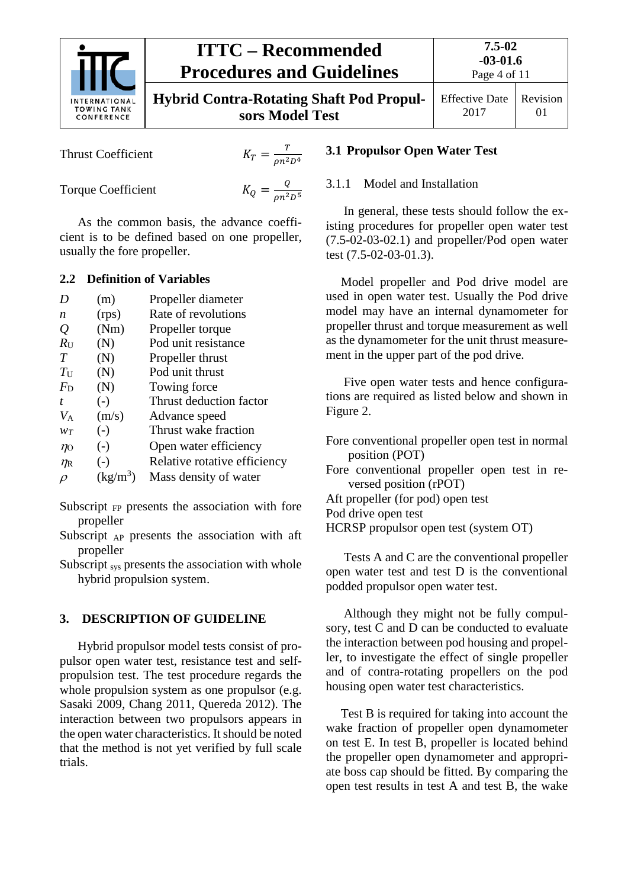Thrust Coefficient $K_T = \frac{T}{\rho n^2 D^4}$

Torque Coefficient $K_Q = \frac{Q}{\rho n^2 D^5}$

As the common basis, the advance coefficient is to be defined based on one propeller, usually the fore propeller.

## 2.2 Definition of Variables

| | | |
|---|---|---|
| $D$ | (m) | Propeller diameter |
| $n$ | (rps) | Rate of revolutions |
| $Q$ | (Nm) | Propeller torque |
| $R_U$ | (N) | Pod unit resistance |
| $T$ | (N) | Propeller thrust |
| $T_U$ | (N) | Pod unit thrust |
| $F_D$ | (N) | Towing force |
| $t$ | (-) | Thrust deduction factor |
| $V_A$ | (m/s) | Advance speed |
| $w_T$ | (-) | Thrust wake fraction |
| $\eta_O$ | (-) | Open water efficiency |
| $\eta_R$ | (-) | Relative rotative efficiency |
| $\rho$ | (kg/m$^3$) | Mass density of water |

Subscript $_{FP}$ presents the association with fore propeller

Subscript $_{AP}$ presents the association with aft propeller

Subscript $_{sys}$ presents the association with whole hybrid propulsion system.

# 3. DESCRIPTION OF GUIDELINE

Hybrid propulsor model tests consist of propulsor open water test, resistance test and self-propulsion test. The test procedure regards the whole propulsion system as one propulsor (e.g. Sasaki 2009, Chang 2011, Quereda 2012). The interaction between two propulsors appears in the open water characteristics. It should be noted that the method is not yet verified by full scale trials.

## 3.1 Propulsor Open Water Test

### 3.1.1 Model and Installation

In general, these tests should follow the existing procedures for propeller open water test (7.5-02-03-02.1) and propeller/Pod open water test (7.5-02-03-01.3).

Model propeller and Pod drive model are used in open water test. Usually the Pod drive model may have an internal dynamometer for propeller thrust and torque measurement as well as the dynamometer for the unit thrust measurement in the upper part of the pod drive.

Five open water tests and hence configurations are required as listed below and shown in Figure 2.

Fore conventional propeller open test in normal position (POT)
Fore conventional propeller open test in reversed position (rPOT)
Aft propeller (for pod) open test
Pod drive open test
HCRSP propulsor open test (system OT)

Tests A and C are the conventional propeller open water test and test D is the conventional podded propulsor open water test.

Although they might not be fully compulsory, test C and D can be conducted to evaluate the interaction between pod housing and propeller, to investigate the effect of single propeller and of contra-rotating propellers on the pod housing open water test characteristics.

Test B is required for taking into account the wake fraction of propeller open dynamometer on test E. In test B, propeller is located behind the propeller open dynamometer and appropriate boss cap should be fitted. By comparing the open test results in test A and test B, the wake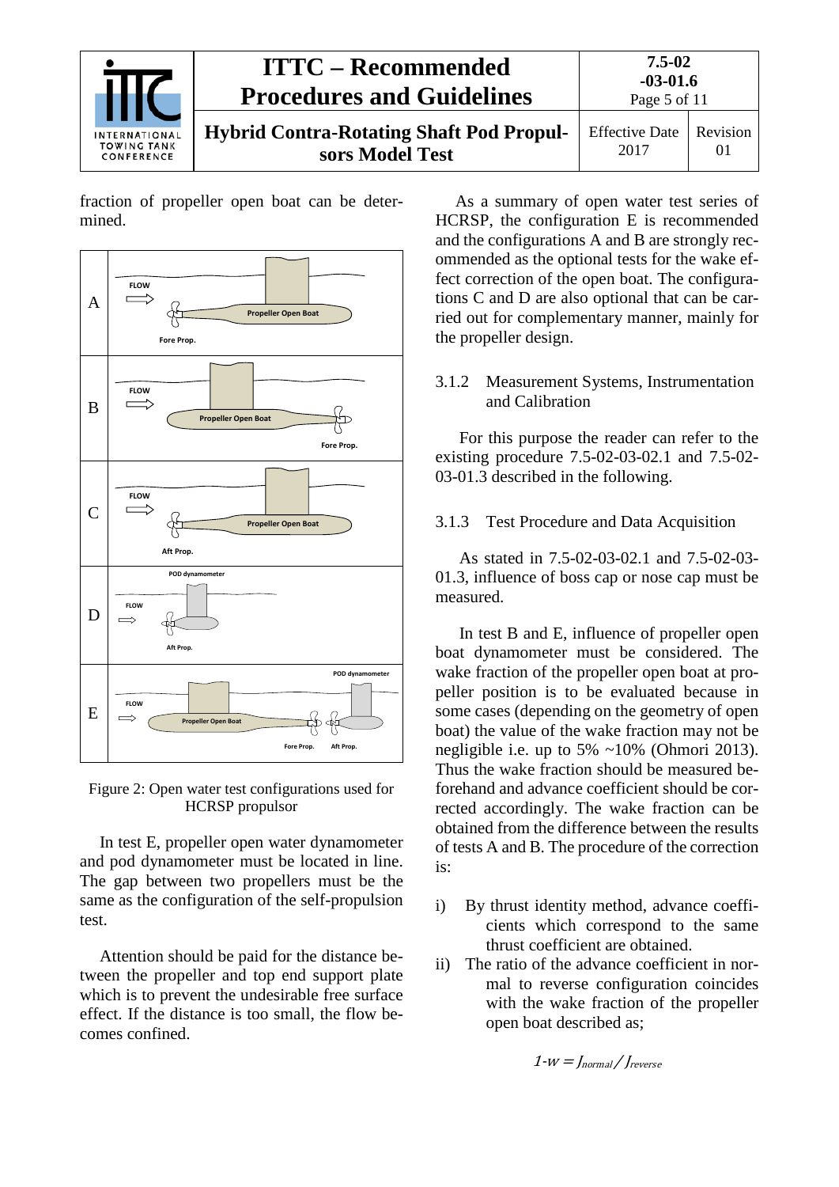fraction of propeller open boat can be determined.

Figure 2: Open water test configurations used for HCRSP propulsor

In test E, propeller open water dynamometer and pod dynamometer must be located in line. The gap between two propellers must be the same as the configuration of the self-propulsion test.

Attention should be paid for the distance between the propeller and top end support plate which is to prevent the undesirable free surface effect. If the distance is too small, the flow becomes confined.

As a summary of open water test series of HCRSP, the configuration E is recommended and the configurations A and B are strongly recommended as the optional tests for the wake effect correction of the open boat. The configurations C and D are also optional that can be carried out for complementary manner, mainly for the propeller design.

### 3.1.2 Measurement Systems, Instrumentation and Calibration

For this purpose the reader can refer to the existing procedure 7.5-02-03-02.1 and 7.5-02-03-01.3 described in the following.

### 3.1.3 Test Procedure and Data Acquisition

As stated in 7.5-02-03-02.1 and 7.5-02-03-01.3, influence of boss cap or nose cap must be measured.

In test B and E, influence of propeller open boat dynamometer must be considered. The wake fraction of the propeller open boat at propeller position is to be evaluated because in some cases (depending on the geometry of open boat) the value of the wake fraction may not be negligible i.e. up to 5% ~10% (Ohmori 2013). Thus the wake fraction should be measured beforehand and advance coefficient should be corrected accordingly. The wake fraction can be obtained from the difference between the results of tests A and B. The procedure of the correction is:

i) By thrust identity method, advance coefficients which correspond to the same thrust coefficient are obtained.
ii) The ratio of the advance coefficient in normal to reverse configuration coincides with the wake fraction of the propeller open boat described as;

$$1\text{-}w = J_{normal} / J_{reverse}$$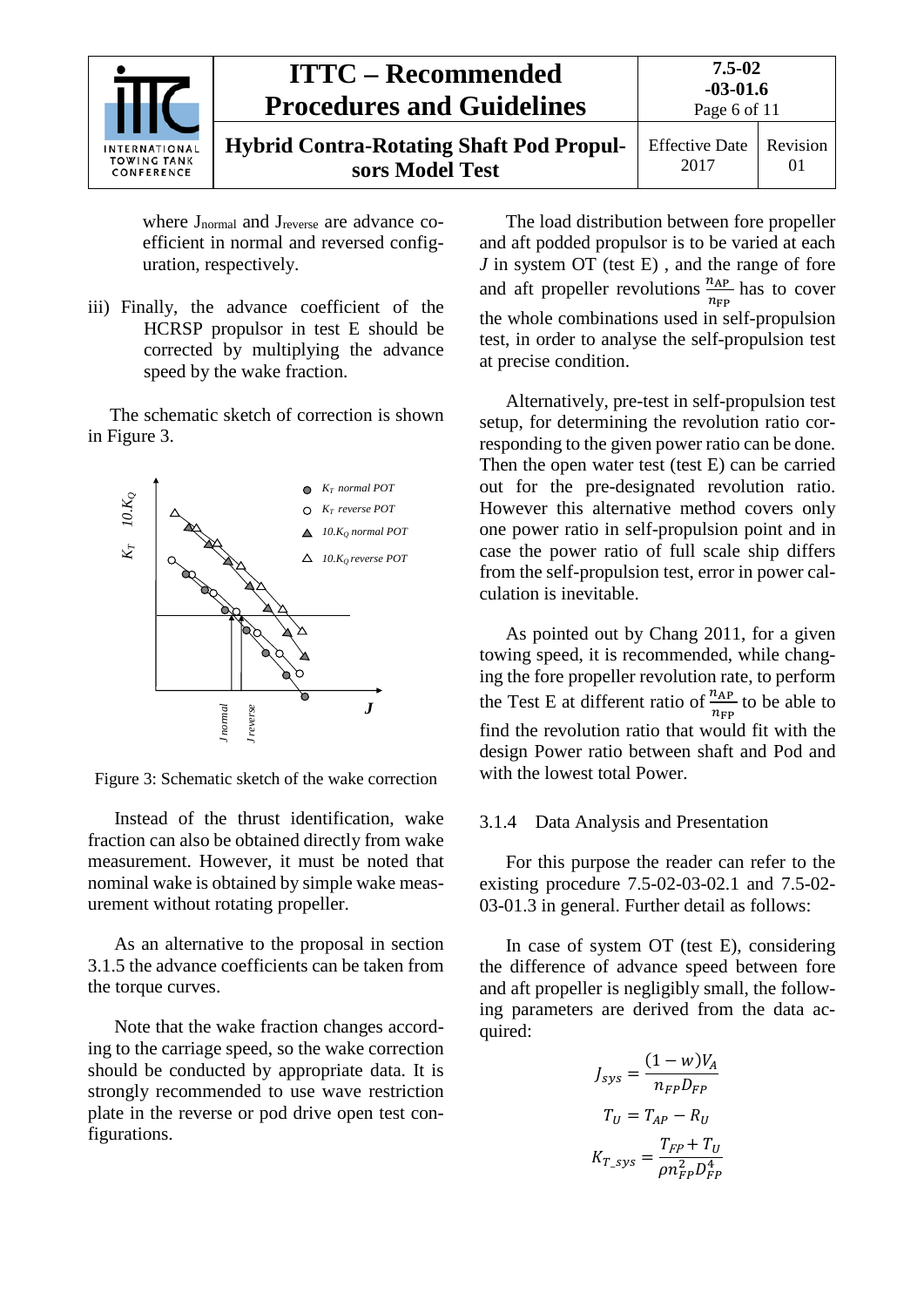where $J_{normal}$ and $J_{reverse}$ are advance coefficient in normal and reversed configuration, respectively.

iii) Finally, the advance coefficient of the HCRSP propulsor in test E should be corrected by multiplying the advance speed by the wake fraction.

The schematic sketch of correction is shown in Figure 3.

Figure 3: Schematic sketch of the wake correction

Instead of the thrust identification, wake fraction can also be obtained directly from wake measurement. However, it must be noted that nominal wake is obtained by simple wake measurement without rotating propeller.

As an alternative to the proposal in section 3.1.5 the advance coefficients can be taken from the torque curves.

Note that the wake fraction changes according to the carriage speed, so the wake correction should be conducted by appropriate data. It is strongly recommended to use wave restriction plate in the reverse or pod drive open test configurations.

The load distribution between fore propeller and aft podded propulsor is to be varied at each $J$ in system OT (test E) , and the range of fore and aft propeller revolutions $\frac{n_{AP}}{n_{FP}}$ has to cover the whole combinations used in self-propulsion test, in order to analyse the self-propulsion test at precise condition.

Alternatively, pre-test in self-propulsion test setup, for determining the revolution ratio corresponding to the given power ratio can be done. Then the open water test (test E) can be carried out for the pre-designated revolution ratio. However this alternative method covers only one power ratio in self-propulsion point and in case the power ratio of full scale ship differs from the self-propulsion test, error in power calculation is inevitable.

As pointed out by Chang 2011, for a given towing speed, it is recommended, while changing the fore propeller revolution rate, to perform the Test E at different ratio of $\frac{n_{AP}}{n_{FP}}$ to be able to find the revolution ratio that would fit with the design Power ratio between shaft and Pod and with the lowest total Power.

#### 3.1.4 Data Analysis and Presentation

For this purpose the reader can refer to the existing procedure 7.5-02-03-02.1 and 7.5-02-03-01.3 in general. Further detail as follows:

In case of system OT (test E), considering the difference of advance speed between fore and aft propeller is negligibly small, the following parameters are derived from the data acquired:

$$J_{sys} = \frac{(1-w)V_A}{n_{FP}D_{FP}}$$

$$T_U = T_{AP} - R_U$$

$$K_{T\_sys} = \frac{T_{FP} + T_U}{\rho n_{FP}^2 D_{FP}^4}$$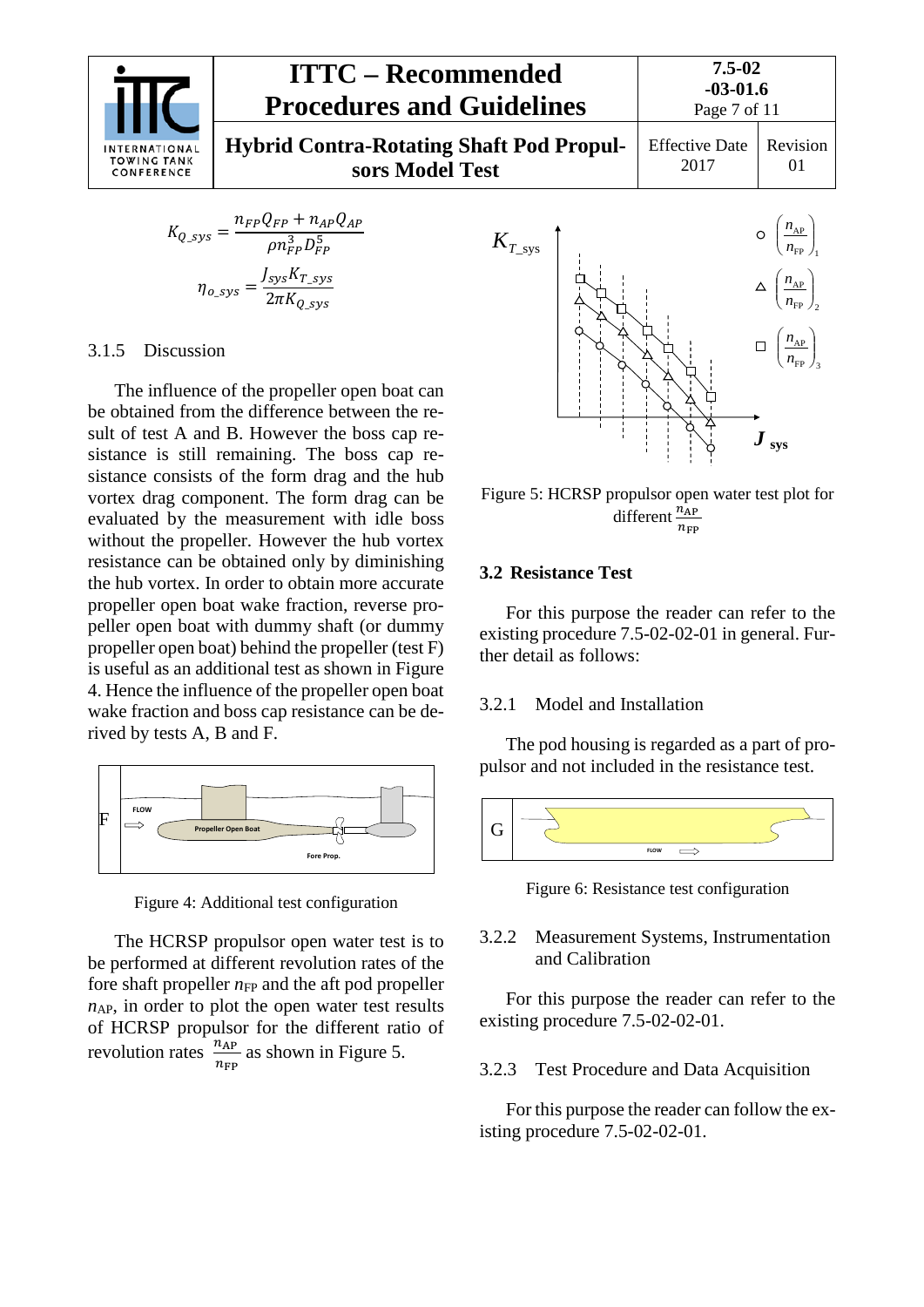$$K_{Q\_sys} = \frac{n_{FP}Q_{FP} + n_{AP}Q_{AP}}{\rho n_{FP}^3 D_{FP}^5}$$

$$\eta_{o\_sys} = \frac{J_{sys}K_{T\_sys}}{2\pi K_{Q\_sys}}$$

### 3.1.5 Discussion

The influence of the propeller open boat can be obtained from the difference between the result of test A and B. However the boss cap resistance is still remaining. The boss cap resistance consists of the form drag and the hub vortex drag component. The form drag can be evaluated by the measurement with idle boss without the propeller. However the hub vortex resistance can be obtained only by diminishing the hub vortex. In order to obtain more accurate propeller open boat wake fraction, reverse propeller open boat with dummy shaft (or dummy propeller open boat) behind the propeller (test F) is useful as an additional test as shown in Figure 4. Hence the influence of the propeller open boat wake fraction and boss cap resistance can be derived by tests A, B and F.

Figure 4: Additional test configuration

The HCRSP propulsor open water test is to be performed at different revolution rates of the fore shaft propeller $n_{FP}$ and the aft pod propeller $n_{AP}$, in order to plot the open water test results of HCRSP propulsor for the different ratio of revolution rates $\frac{n_{AP}}{n_{FP}}$ as shown in Figure 5.

Figure 5: HCRSP propulsor open water test plot for different $\frac{n_{AP}}{n_{FP}}$

## 3.2 Resistance Test

For this purpose the reader can refer to the existing procedure 7.5-02-02-01 in general. Further detail as follows:

### 3.2.1 Model and Installation

The pod housing is regarded as a part of propulsor and not included in the resistance test.

Figure 6: Resistance test configuration

### 3.2.2 Measurement Systems, Instrumentation and Calibration

For this purpose the reader can refer to the existing procedure 7.5-02-02-01.

### 3.2.3 Test Procedure and Data Acquisition

For this purpose the reader can follow the existing procedure 7.5-02-02-01.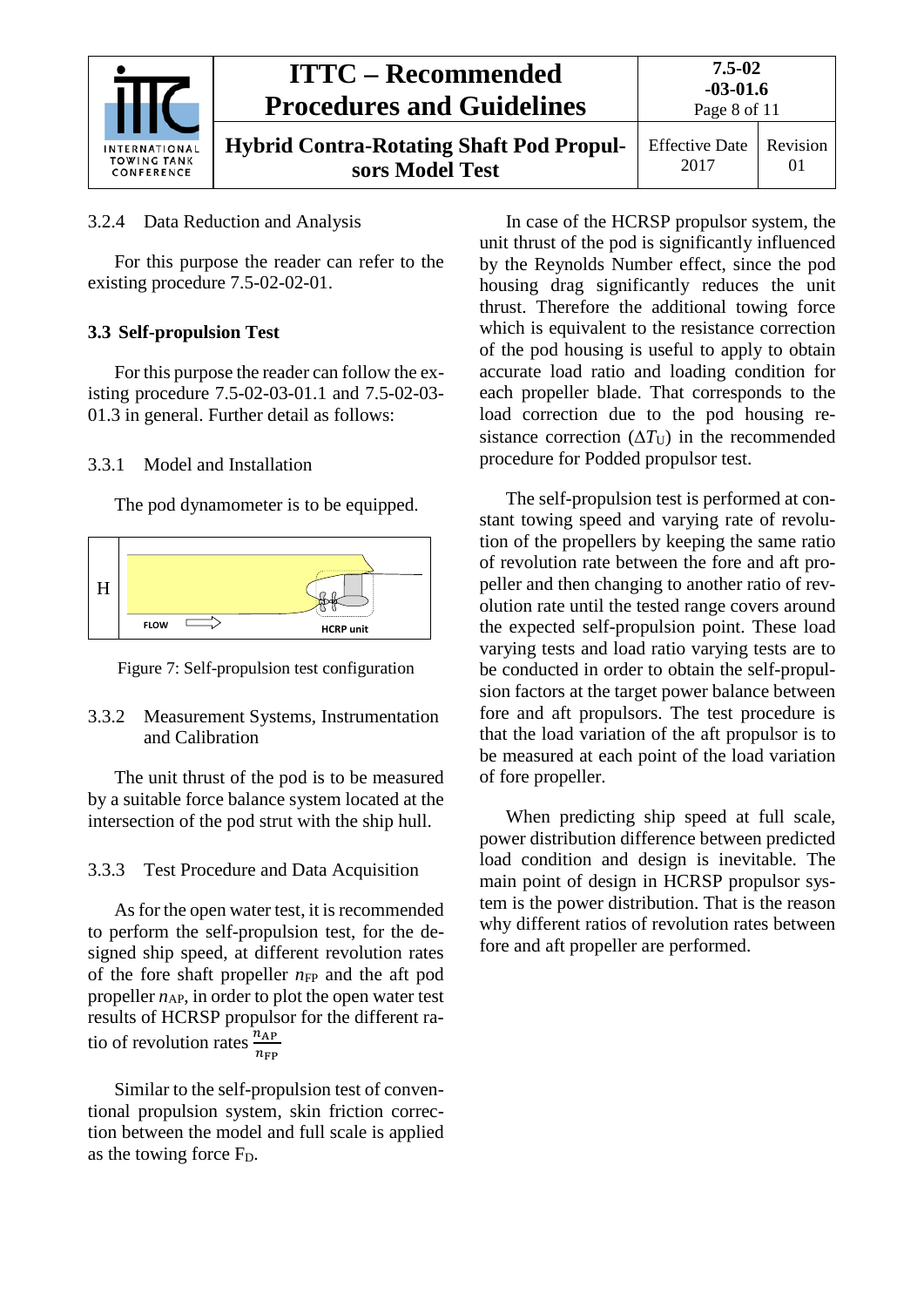### 3.2.4 Data Reduction and Analysis

For this purpose the reader can refer to the existing procedure 7.5-02-02-01.

## 3.3 Self-propulsion Test

For this purpose the reader can follow the existing procedure 7.5-02-03-01.1 and 7.5-02-03-01.3 in general. Further detail as follows:

### 3.3.1 Model and Installation

The pod dynamometer is to be equipped.

Figure 7: Self-propulsion test configuration

### 3.3.2 Measurement Systems, Instrumentation and Calibration

The unit thrust of the pod is to be measured by a suitable force balance system located at the intersection of the pod strut with the ship hull.

### 3.3.3 Test Procedure and Data Acquisition

As for the open water test, it is recommended to perform the self-propulsion test, for the designed ship speed, at different revolution rates of the fore shaft propeller $n_{\mathrm{FP}}$ and the aft pod propeller $n_{\mathrm{AP}}$, in order to plot the open water test results of HCRSP propulsor for the different ratio of revolution rates $\frac{n_{\mathrm{AP}}}{n_{\mathrm{FP}}}$

Similar to the self-propulsion test of conventional propulsion system, skin friction correction between the model and full scale is applied as the towing force $F_D$.

In case of the HCRSP propulsor system, the unit thrust of the pod is significantly influenced by the Reynolds Number effect, since the pod housing drag significantly reduces the unit thrust. Therefore the additional towing force which is equivalent to the resistance correction of the pod housing is useful to apply to obtain accurate load ratio and loading condition for each propeller blade. That corresponds to the load correction due to the pod housing resistance correction ($\Delta T_U$) in the recommended procedure for Podded propulsor test.

The self-propulsion test is performed at constant towing speed and varying rate of revolution of the propellers by keeping the same ratio of revolution rate between the fore and aft propeller and then changing to another ratio of revolution rate until the tested range covers around the expected self-propulsion point. These load varying tests and load ratio varying tests are to be conducted in order to obtain the self-propulsion factors at the target power balance between fore and aft propulsors. The test procedure is that the load variation of the aft propulsor is to be measured at each point of the load variation of fore propeller.

When predicting ship speed at full scale, power distribution difference between predicted load condition and design is inevitable. The main point of design in HCRSP propulsor system is the power distribution. That is the reason why different ratios of revolution rates between fore and aft propeller are performed.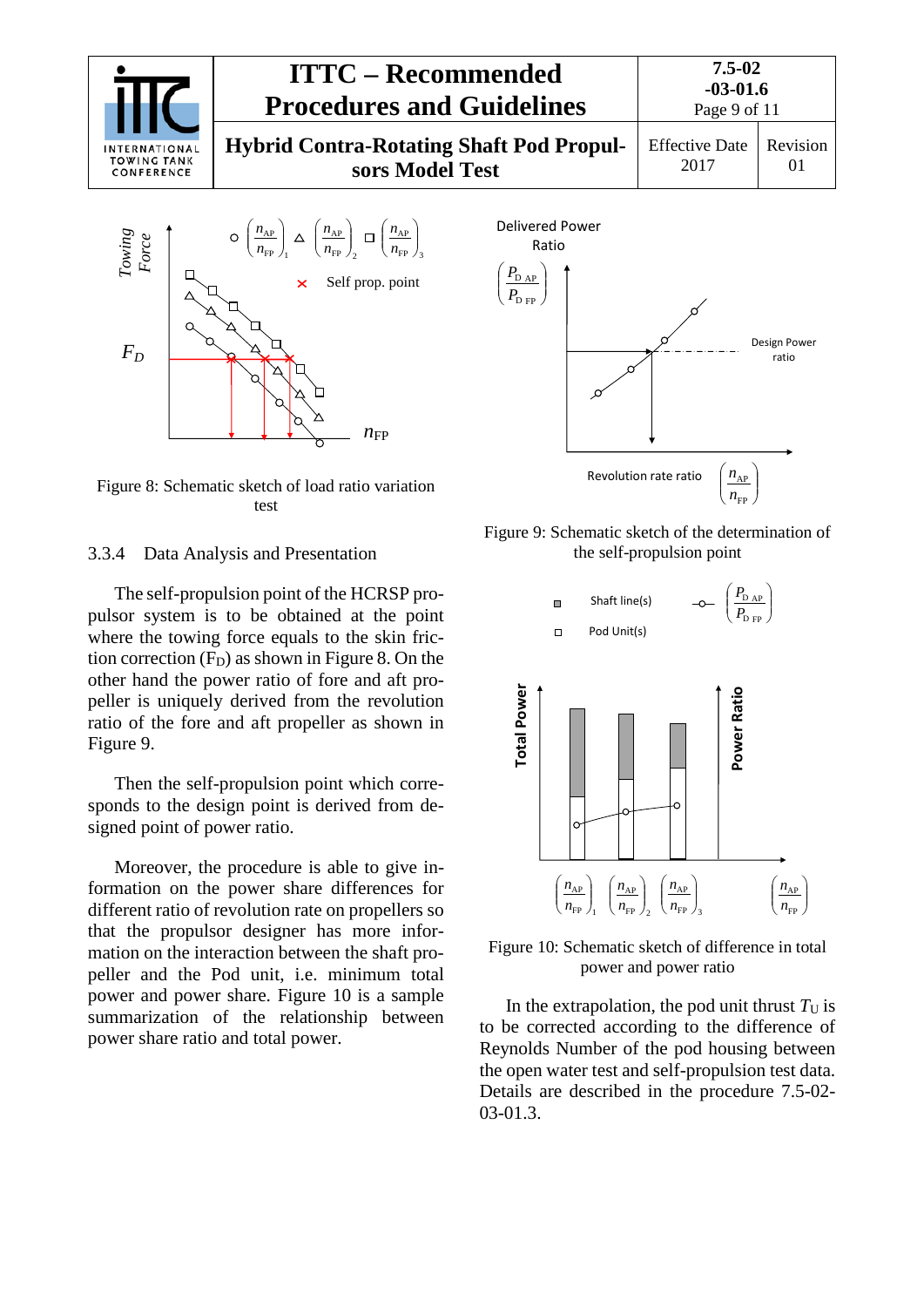Figure 8: Schematic sketch of load ratio variation test

Figure 9: Schematic sketch of the determination of the self-propulsion point

Figure 10: Schematic sketch of difference in total power and power ratio

### 3.3.4 Data Analysis and Presentation

The self-propulsion point of the HCRSP propulsor system is to be obtained at the point where the towing force equals to the skin friction correction ($F_D$) as shown in Figure 8. On the other hand the power ratio of fore and aft propeller is uniquely derived from the revolution ratio of the fore and aft propeller as shown in Figure 9.

Then the self-propulsion point which corresponds to the design point is derived from designed point of power ratio.

Moreover, the procedure is able to give information on the power share differences for different ratio of revolution rate on propellers so that the propulsor designer has more information on the interaction between the shaft propeller and the Pod unit, i.e. minimum total power and power share. Figure 10 is a sample summarization of the relationship between power share ratio and total power.

In the extrapolation, the pod unit thrust $T_U$ is to be corrected according to the difference of Reynolds Number of the pod housing between the open water test and self-propulsion test data. Details are described in the procedure 7.5-02-03-01.3.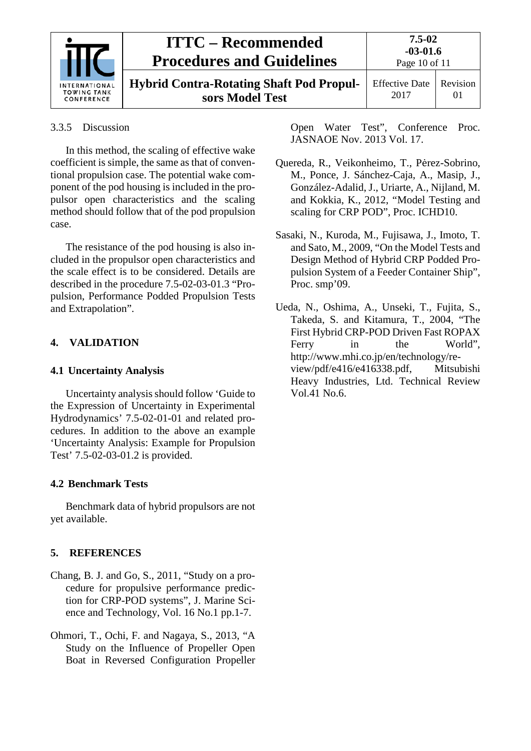#### 3.3.5 Discussion

In this method, the scaling of effective wake coefficient is simple, the same as that of conventional propulsion case. The potential wake component of the pod housing is included in the propulsor open characteristics and the scaling method should follow that of the pod propulsion case.

The resistance of the pod housing is also included in the propulsor open characteristics and the scale effect is to be considered. Details are described in the procedure 7.5-02-03-01.3 "Propulsion, Performance Podded Propulsion Tests and Extrapolation".

## 4. VALIDATION

### 4.1 Uncertainty Analysis

Uncertainty analysis should follow 'Guide to the Expression of Uncertainty in Experimental Hydrodynamics' 7.5-02-01-01 and related procedures. In addition to the above an example 'Uncertainty Analysis: Example for Propulsion Test' 7.5-02-03-01.2 is provided.

### 4.2 Benchmark Tests

Benchmark data of hybrid propulsors are not yet available.

## 5. REFERENCES

Chang, B. J. and Go, S., 2011, "Study on a procedure for propulsive performance prediction for CRP-POD systems", J. Marine Science and Technology, Vol. 16 No.1 pp.1-7.

Ohmori, T., Ochi, F. and Nagaya, S., 2013, "A Study on the Influence of Propeller Open Boat in Reversed Configuration Propeller Open Water Test", Conference Proc. JASNAOE Nov. 2013 Vol. 17.

Quereda, R., Veikonheimo, T., Pėrez-Sobrino, M., Ponce, J. Sánchez-Caja, A., Masip, J., González-Adalid, J., Uriarte, A., Nijland, M. and Kokkia, K., 2012, "Model Testing and scaling for CRP POD", Proc. ICHD10.

Sasaki, N., Kuroda, M., Fujisawa, J., Imoto, T. and Sato, M., 2009, "On the Model Tests and Design Method of Hybrid CRP Podded Propulsion System of a Feeder Container Ship", Proc. smp'09.

Ueda, N., Oshima, A., Unseki, T., Fujita, S., Takeda, S. and Kitamura, T., 2004, "The First Hybrid CRP-POD Driven Fast ROPAX Ferry in the World", http://www.mhi.co.jp/en/technology/review/pdf/e416/e416338.pdf, Mitsubishi Heavy Industries, Ltd. Technical Review Vol.41 No.6.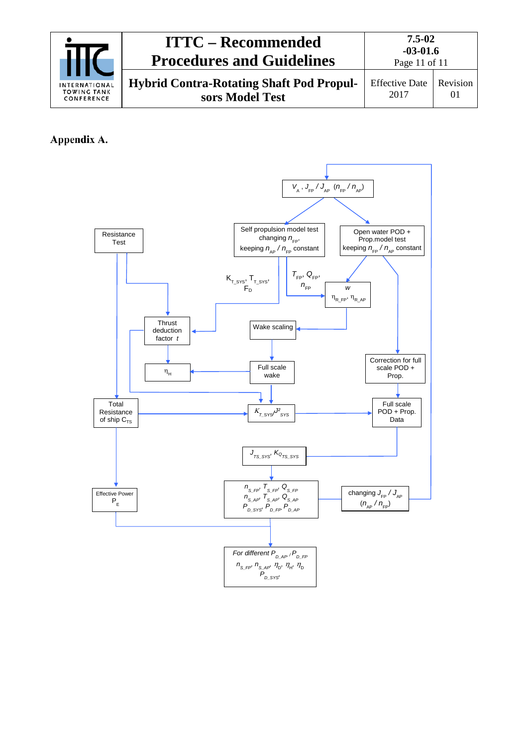## Appendix A.

$V_A$, $J_{FP}$ / $J_{AP}$ ($n_{FP}$ / $n_{AP}$)

Self propulsion model test changing $n_{FP}$, keeping $n_{AP}$ / $n_{FP}$ constant

Open water POD + Prop.model test keeping $n_{FP}$ / $n_{AP}$ constant

Resistance Test

$K_{T\_SYS}$, $T_{T\_SYS}$, $F_D$

$T_{FP}$, $Q_{FP}$, $n_{FP}$

$w$

$\eta_{R\_FP}$, $\eta_{R\_AP}$

Thrust deduction factor $t$

Wake scaling

$\eta_H$

Full scale wake

Correction for full scale POD + Prop.

Total Resistance of ship $C_{TS}$

$K_{T\_SYS}/J^2_{SYS}$

Full scale POD + Prop. Data

$J_{TS\_SYS}$, $K_{Q_{TS\_SYS}}$

Effective Power $P_E$

$n_{S\_FP}$, $T_{S\_FP}$, $Q_{S\_FP}$
$n_{S\_AP}$, $T_{S\_AP}$, $Q_{S\_AP}$
$P_{D\_SYS}$, $P_{D\_FP}$, $P_{D\_AP}$

changing $J_{FP}$ / $J_{AP}$ ($n_{AP}$ / $n_{FP}$)

For different $P_{D\_AP}$ / $P_{D\_FP}$
$n_{S\_FP}$, $n_{S\_AP}$, $\eta_D$, $\eta_H$, $\eta_D$
$P_{D\_SYS}$,